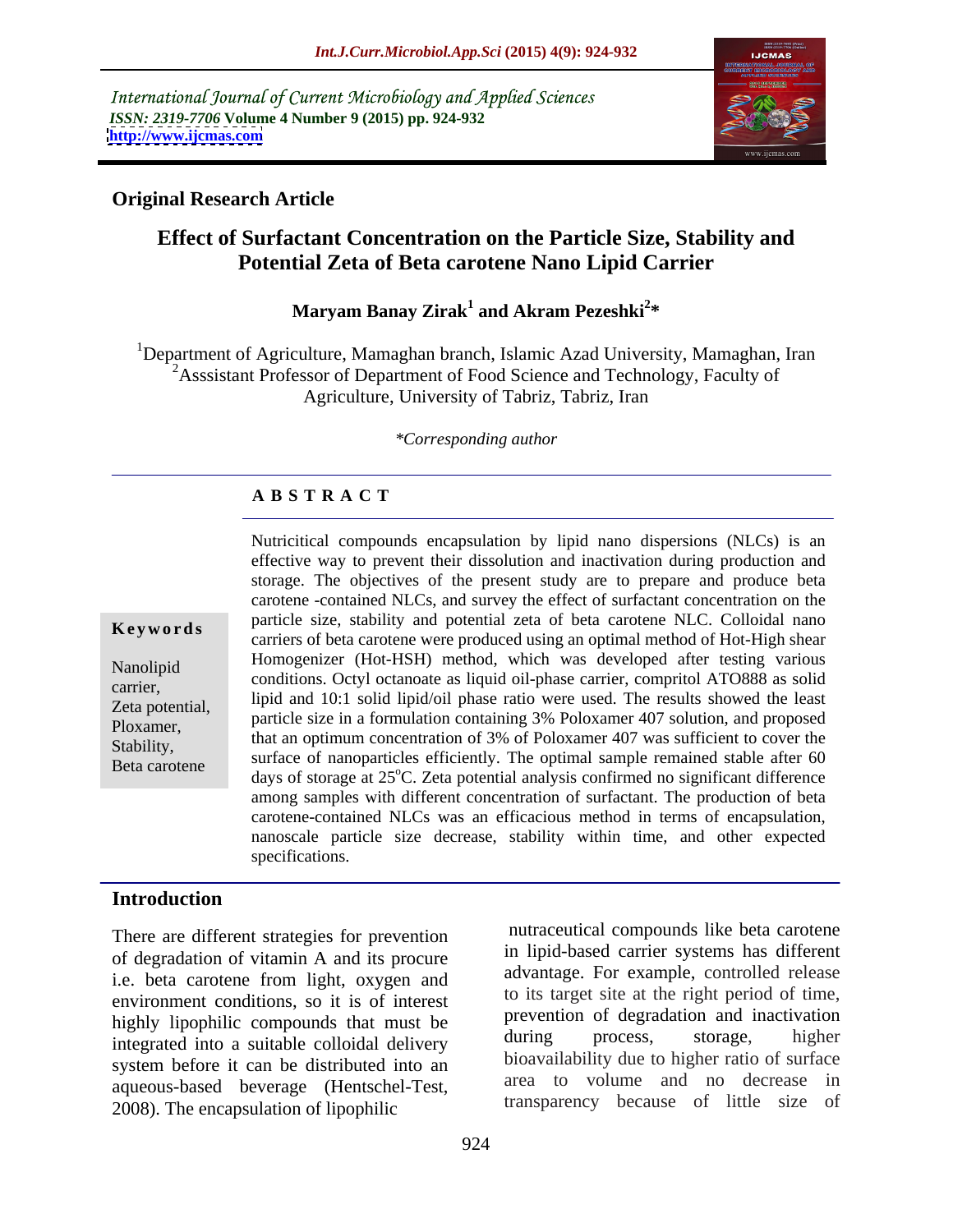International Journal of Current Microbiology and Applied Sciences
*ISSN: 2319-7706* **Volume 4 Number 9 (2015) pp. 924-932**
**http://www.ijcmas.com**

## Original Research Article

# Effect of Surfactant Concentration on the Particle Size, Stability and Potential Zeta of Beta carotene Nano Lipid Carrier

**Maryam Banay Zirak[1] and Akram Pezeshki[2]***

[1]Department of Agriculture, Mamaghan branch, Islamic Azad University, Mamaghan, Iran
[2]Asssistant Professor of Department of Food Science and Technology, Faculty of Agriculture, University of Tabriz, Tabriz, Iran

*\*Corresponding author*

### A B S T R A C T

**Keywords**

Nanolipid carrier, Zeta potential, Ploxamer, Stability, Beta carotene

Nutricitical compounds encapsulation by lipid nano dispersions (NLCs) is an effective way to prevent their dissolution and inactivation during production and storage. The objectives of the present study are to prepare and produce beta carotene -contained NLCs, and survey the effect of surfactant concentration on the particle size, stability and potential zeta of beta carotene NLC. Colloidal nano carriers of beta carotene were produced using an optimal method of Hot-High shear Homogenizer (Hot-HSH) method, which was developed after testing various conditions. Octyl octanoate as liquid oil-phase carrier, compritol ATO888 as solid lipid and 10:1 solid lipid/oil phase ratio were used. The results showed the least particle size in a formulation containing 3% Poloxamer 407 solution, and proposed that an optimum concentration of 3% of Poloxamer 407 was sufficient to cover the surface of nanoparticles efficiently. The optimal sample remained stable after 60 days of storage at 25$^{o}$C. Zeta potential analysis confirmed no significant difference among samples with different concentration of surfactant. The production of beta carotene-contained NLCs was an efficacious method in terms of encapsulation, nanoscale particle size decrease, stability within time, and other expected specifications.

## Introduction

There are different strategies for prevention of degradation of vitamin A and its procure i.e. beta carotene from light, oxygen and environment conditions, so it is of interest highly lipophilic compounds that must be integrated into a suitable colloidal delivery system before it can be distributed into an aqueous-based beverage (Hentschel-Test, 2008). The encapsulation of lipophilic nutraceutical compounds like beta carotene in lipid-based carrier systems has different advantage. For example, controlled release to its target site at the right period of time, prevention of degradation and inactivation during process, storage, higher bioavailability due to higher ratio of surface area to volume and no decrease in transparency because of little size of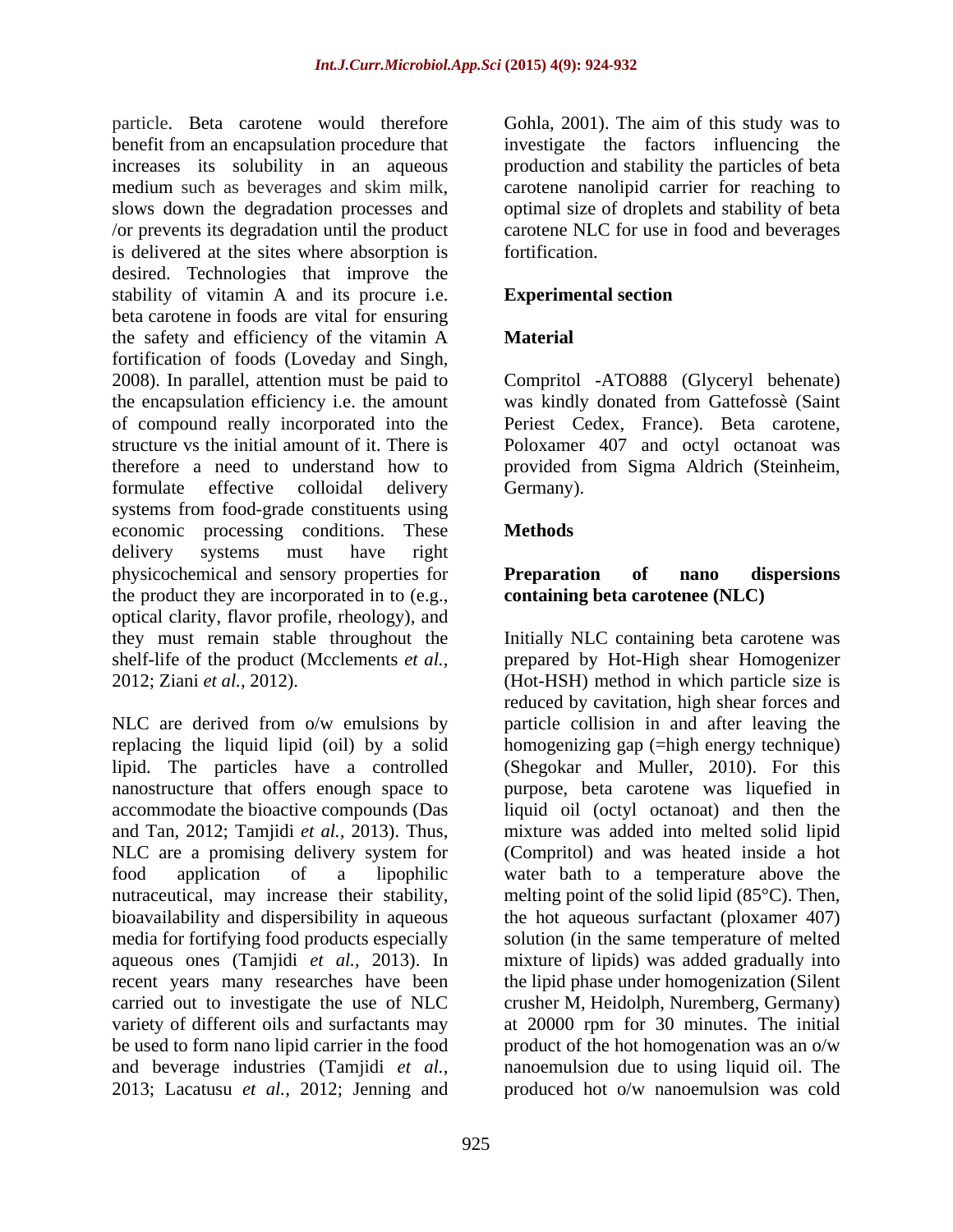particle. Beta carotene would therefore benefit from an encapsulation procedure that increases its solubility in an aqueous medium such as beverages and skim milk, slows down the degradation processes and /or prevents its degradation until the product is delivered at the sites where absorption is desired. Technologies that improve the stability of vitamin A and its procure i.e. beta carotene in foods are vital for ensuring the safety and efficiency of the vitamin A fortification of foods (Loveday and Singh, 2008). In parallel, attention must be paid to the encapsulation efficiency i.e. the amount of compound really incorporated into the structure vs the initial amount of it. There is therefore a need to understand how to formulate effective colloidal delivery systems from food-grade constituents using economic processing conditions. These delivery systems must have right physicochemical and sensory properties for the product they are incorporated in to (e.g., optical clarity, flavor profile, rheology), and they must remain stable throughout the shelf-life of the product (Mcclements *et al.,* 2012; Ziani *et al.,* 2012).

NLC are derived from o/w emulsions by replacing the liquid lipid (oil) by a solid lipid. The particles have a controlled nanostructure that offers enough space to accommodate the bioactive compounds (Das and Tan, 2012; Tamjidi *et al.,* 2013). Thus, NLC are a promising delivery system for food application of a lipophilic nutraceutical, may increase their stability, bioavailability and dispersibility in aqueous media for fortifying food products especially aqueous ones (Tamjidi *et al.,* 2013). In recent years many researches have been carried out to investigate the use of NLC variety of different oils and surfactants may be used to form nano lipid carrier in the food and beverage industries (Tamjidi *et al.,* 2013; Lacatusu *et al.,* 2012; Jenning and Gohla, 2001). The aim of this study was to investigate the factors influencing the production and stability the particles of beta carotene nanolipid carrier for reaching to optimal size of droplets and stability of beta carotene NLC for use in food and beverages fortification.

## Experimental section

### Material

Compritol -ATO888 (Glyceryl behenate) was kindly donated from Gattefossè (Saint Periest Cedex, France). Beta carotene, Poloxamer 407 and octyl octanoat was provided from Sigma Aldrich (Steinheim, Germany).

### Methods

#### Preparation of nano dispersions containing beta carotenee (NLC)

Initially NLC containing beta carotene was prepared by Hot-High shear Homogenizer (Hot-HSH) method in which particle size is reduced by cavitation, high shear forces and particle collision in and after leaving the homogenizing gap (=high energy technique) (Shegokar and Muller, 2010). For this purpose, beta carotene was liquefied in liquid oil (octyl octanoat) and then the mixture was added into melted solid lipid (Compritol) and was heated inside a hot water bath to a temperature above the melting point of the solid lipid (85°C). Then, the hot aqueous surfactant (ploxamer 407) solution (in the same temperature of melted mixture of lipids) was added gradually into the lipid phase under homogenization (Silent crusher M, Heidolph, Nuremberg, Germany) at 20000 rpm for 30 minutes. The initial product of the hot homogenation was an o/w nanoemulsion due to using liquid oil. The produced hot o/w nanoemulsion was cold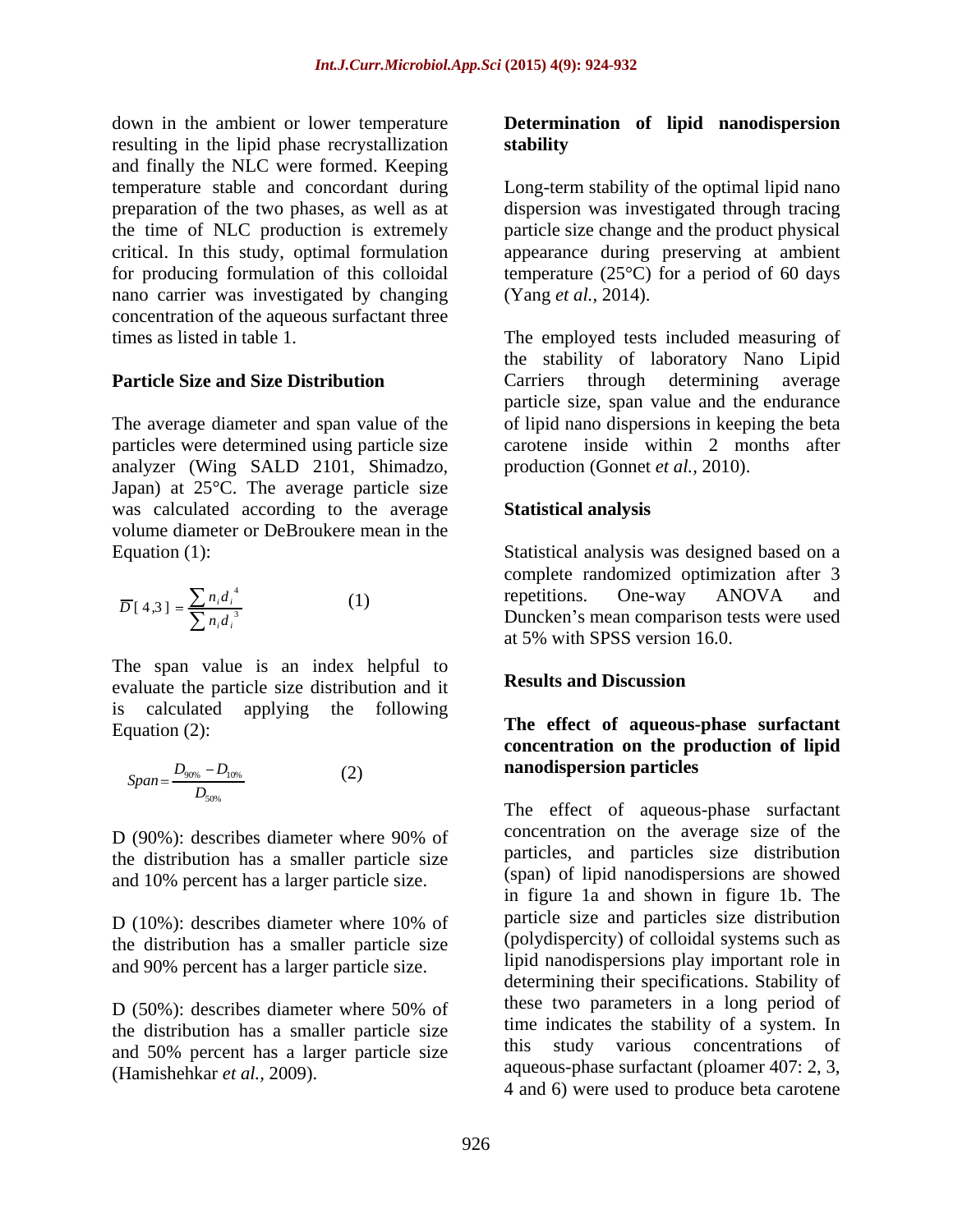down in the ambient or lower temperature resulting in the lipid phase recrystallization and finally the NLC were formed. Keeping temperature stable and concordant during preparation of the two phases, as well as at the time of NLC production is extremely critical. In this study, optimal formulation for producing formulation of this colloidal nano carrier was investigated by changing concentration of the aqueous surfactant three times as listed in table 1.

## Particle Size and Size Distribution

The average diameter and span value of the particles were determined using particle size analyzer (Wing SALD 2101, Shimadzo, Japan) at 25°C. The average particle size was calculated according to the average volume diameter or DeBroukere mean in the Equation (1):

$$\overline{D}[4,3] = \frac{\sum n_i d_i^4}{\sum n_i d_i^3} \quad (1)$$

The span value is an index helpful to evaluate the particle size distribution and it is calculated applying the following Equation (2):

$$Span = \frac{D_{90\%} - D_{10\%}}{D_{50\%}} \quad (2)$$

D (90%): describes diameter where 90% of the distribution has a smaller particle size and 10% percent has a larger particle size.

D (10%): describes diameter where 10% of the distribution has a smaller particle size and 90% percent has a larger particle size.

D (50%): describes diameter where 50% of the distribution has a smaller particle size and 50% percent has a larger particle size (Hamishehkar *et al.,* 2009).

## Determination of lipid nanodispersion stability

Long-term stability of the optimal lipid nano dispersion was investigated through tracing particle size change and the product physical appearance during preserving at ambient temperature (25°C) for a period of 60 days (Yang *et al.,* 2014).

The employed tests included measuring of the stability of laboratory Nano Lipid Carriers through determining average particle size, span value and the endurance of lipid nano dispersions in keeping the beta carotene inside within 2 months after production (Gonnet *et al.,* 2010).

## Statistical analysis

Statistical analysis was designed based on a complete randomized optimization after 3 repetitions. One-way ANOVA and Duncken's mean comparison tests were used at 5% with SPSS version 16.0.

# Results and Discussion

## The effect of aqueous-phase surfactant concentration on the production of lipid nanodispersion particles

The effect of aqueous-phase surfactant concentration on the average size of the particles, and particles size distribution (span) of lipid nanodispersions are showed in figure 1a and shown in figure 1b. The particle size and particles size distribution (polydispercity) of colloidal systems such as lipid nanodispersions play important role in determining their specifications. Stability of these two parameters in a long period of time indicates the stability of a system. In this study various concentrations of aqueous-phase surfactant (ploamer 407: 2, 3, 4 and 6) were used to produce beta carotene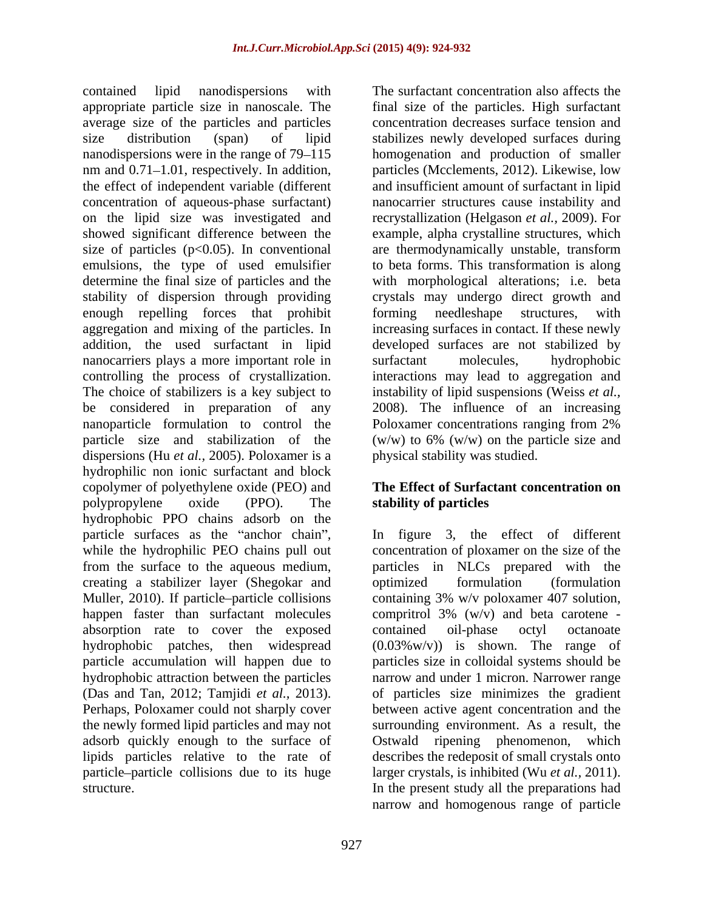contained lipid nanodispersions with appropriate particle size in nanoscale. The average size of the particles and particles size distribution (span) of lipid nanodispersions were in the range of 79–115 nm and 0.71–1.01, respectively. In addition, the effect of independent variable (different concentration of aqueous-phase surfactant) on the lipid size was investigated and showed significant difference between the size of particles ($p<0.05$). In conventional emulsions, the type of used emulsifier determine the final size of particles and the stability of dispersion through providing enough repelling forces that prohibit aggregation and mixing of the particles. In addition, the used surfactant in lipid nanocarriers plays a more important role in controlling the process of crystallization. The choice of stabilizers is a key subject to be considered in preparation of any nanoparticle formulation to control the particle size and stabilization of the dispersions (Hu *et al.*, 2005). Poloxamer is a hydrophilic non ionic surfactant and block copolymer of polyethylene oxide (PEO) and polypropylene oxide (PPO). The hydrophobic PPO chains adsorb on the particle surfaces as the "anchor chain", while the hydrophilic PEO chains pull out from the surface to the aqueous medium, creating a stabilizer layer (Shegokar and Muller, 2010). If particle–particle collisions happen faster than surfactant molecules absorption rate to cover the exposed hydrophobic patches, then widespread particle accumulation will happen due to hydrophobic attraction between the particles (Das and Tan, 2012; Tamjidi *et al.*, 2013). Perhaps, Poloxamer could not sharply cover the newly formed lipid particles and may not adsorb quickly enough to the surface of lipids particles relative to the rate of particle–particle collisions due to its huge structure.

The surfactant concentration also affects the final size of the particles. High surfactant concentration decreases surface tension and stabilizes newly developed surfaces during homogenation and production of smaller particles (Mcclements, 2012). Likewise, low and insufficient amount of surfactant in lipid nanocarrier structures cause instability and recrystallization (Helgason *et al.*, 2009). For example, alpha crystalline structures, which are thermodynamically unstable, transform to beta forms. This transformation is along with morphological alterations; i.e. beta crystals may undergo direct growth and forming needleshape structures, with increasing surfaces in contact. If these newly developed surfaces are not stabilized by surfactant molecules, hydrophobic interactions may lead to aggregation and instability of lipid suspensions (Weiss *et al.*, 2008). The influence of an increasing Poloxamer concentrations ranging from 2% (w/w) to 6% (w/w) on the particle size and physical stability was studied.

## The Effect of Surfactant concentration on stability of particles

In figure 3, the effect of different concentration of ploxamer on the size of the particles in NLCs prepared with the optimized formulation (formulation containing 3% w/v poloxamer 407 solution, compritrol 3% (w/v) and beta carotene - contained oil-phase octyl octanoate (0.03%w/v)) is shown. The range of particles size in colloidal systems should be narrow and under 1 micron. Narrower range of particles size minimizes the gradient between active agent concentration and the surrounding environment. As a result, the Ostwald ripening phenomenon, which describes the redeposit of small crystals onto larger crystals, is inhibited (Wu *et al.*, 2011). In the present study all the preparations had narrow and homogenous range of particle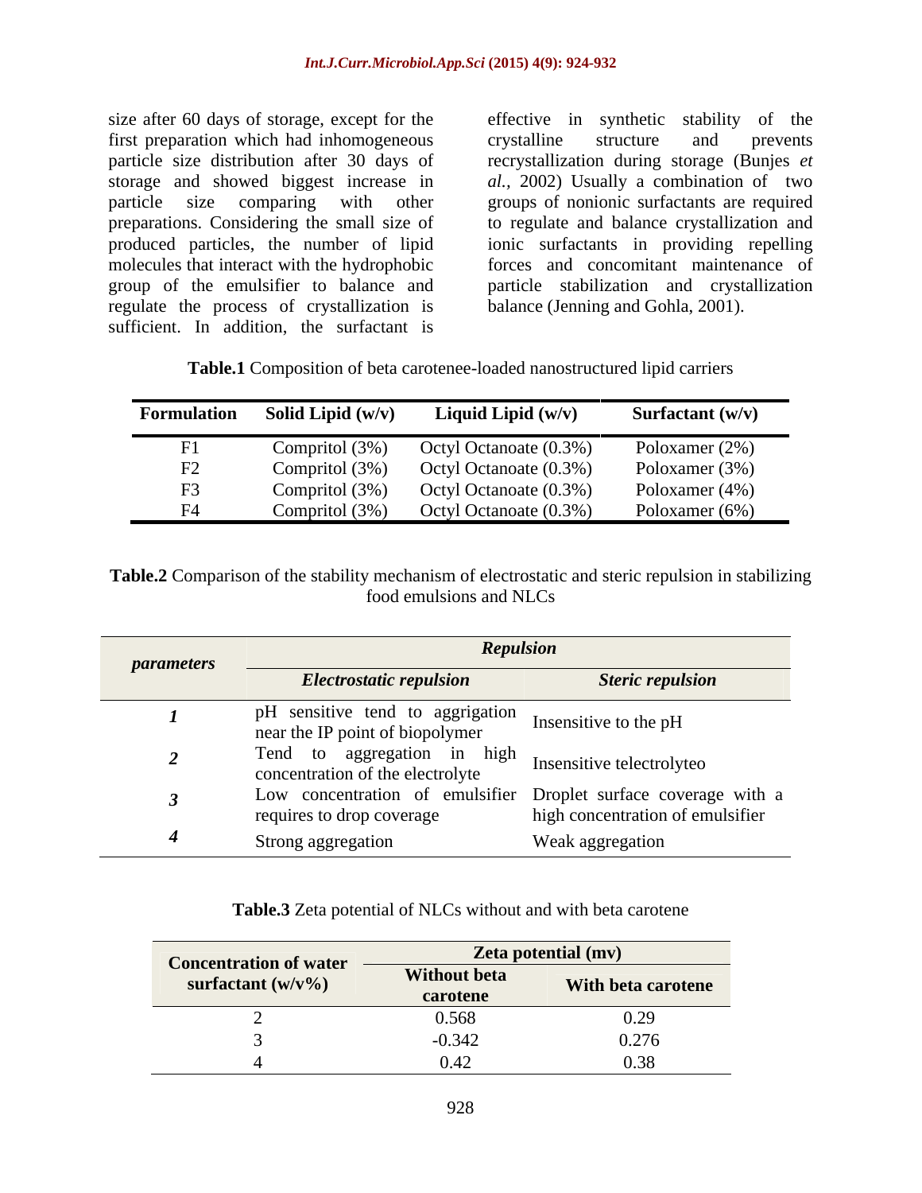size after 60 days of storage, except for the first preparation which had inhomogeneous particle size distribution after 30 days of storage and showed biggest increase in particle size comparing with other preparations. Considering the small size of produced particles, the number of lipid molecules that interact with the hydrophobic group of the emulsifier to balance and regulate the process of crystallization is sufficient. In addition, the surfactant is effective in synthetic stability of the crystalline structure and prevents recrystallization during storage (Bunjes *et al.,* 2002) Usually a combination of two groups of nonionic surfactants are required to regulate and balance crystallization and ionic surfactants in providing repelling forces and concomitant maintenance of particle stabilization and crystallization balance (Jenning and Gohla, 2001).

**Table.1** Composition of beta carotenee-loaded nanostructured lipid carriers

| Formulation | Solid Lipid (w/v) | Liquid Lipid (w/v) | Surfactant (w/v) |
|---|---|---|---|
| F1 | Compritol (3%) | Octyl Octanoate (0.3%) | Poloxamer (2%) |
| F2 | Compritol (3%) | Octyl Octanoate (0.3%) | Poloxamer (3%) |
| F3 | Compritol (3%) | Octyl Octanoate (0.3%) | Poloxamer (4%) |
| F4 | Compritol (3%) | Octyl Octanoate (0.3%) | Poloxamer (6%) |

**Table.2** Comparison of the stability mechanism of electrostatic and steric repulsion in stabilizing food emulsions and NLCs

| *parameters* | ***Repulsion*** | |
|---|---|---|
| | ***Electrostatic repulsion*** | ***Steric repulsion*** |
| ***1*** | pH sensitive tend to aggrigation near the IP point of biopolymer | Insensitive to the pH |
| ***2*** | Tend to aggregation in high concentration of the electrolyte | Insensitive telectrolyteo |
| ***3*** | Low concentration of emulsifier requires to drop coverage | Droplet surface coverage with a high concentration of emulsifier |
| ***4*** | Strong aggregation | Weak aggregation |

**Table.3** Zeta potential of NLCs without and with beta carotene

| Concentration of water surfactant (w/v%) | Zeta potential (mv) | |
|---|---|---|
| | Without beta carotene | With beta carotene |
| 2 | 0.568 | 0.29 |
| 3 | -0.342 | 0.276 |
| 4 | 0.42 | 0.38 |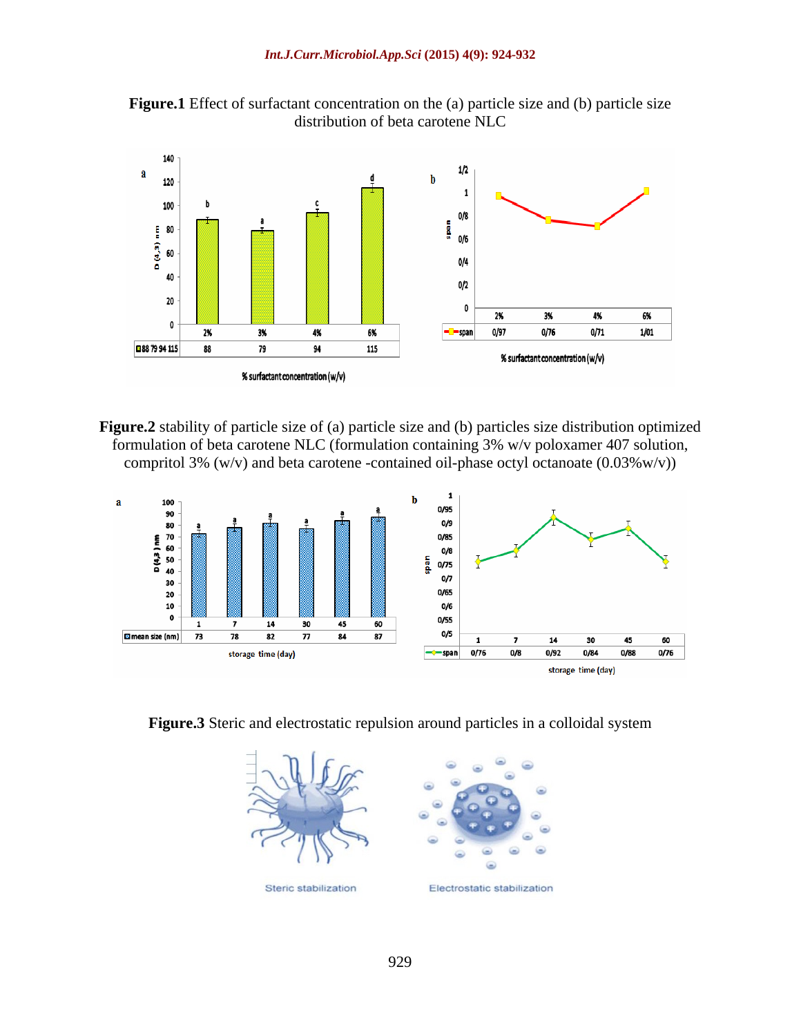**Figure.1** Effect of surfactant concentration on the (a) particle size and (b) particle size distribution of beta carotene NLC

**Figure.2** stability of particle size of (a) particle size and (b) particles size distribution optimized formulation of beta carotene NLC (formulation containing 3% w/v poloxamer 407 solution, compritol 3% (w/v) and beta carotene -contained oil-phase octyl octanoate (0.03%w/v))

**Figure.3** Steric and electrostatic repulsion around particles in a colloidal system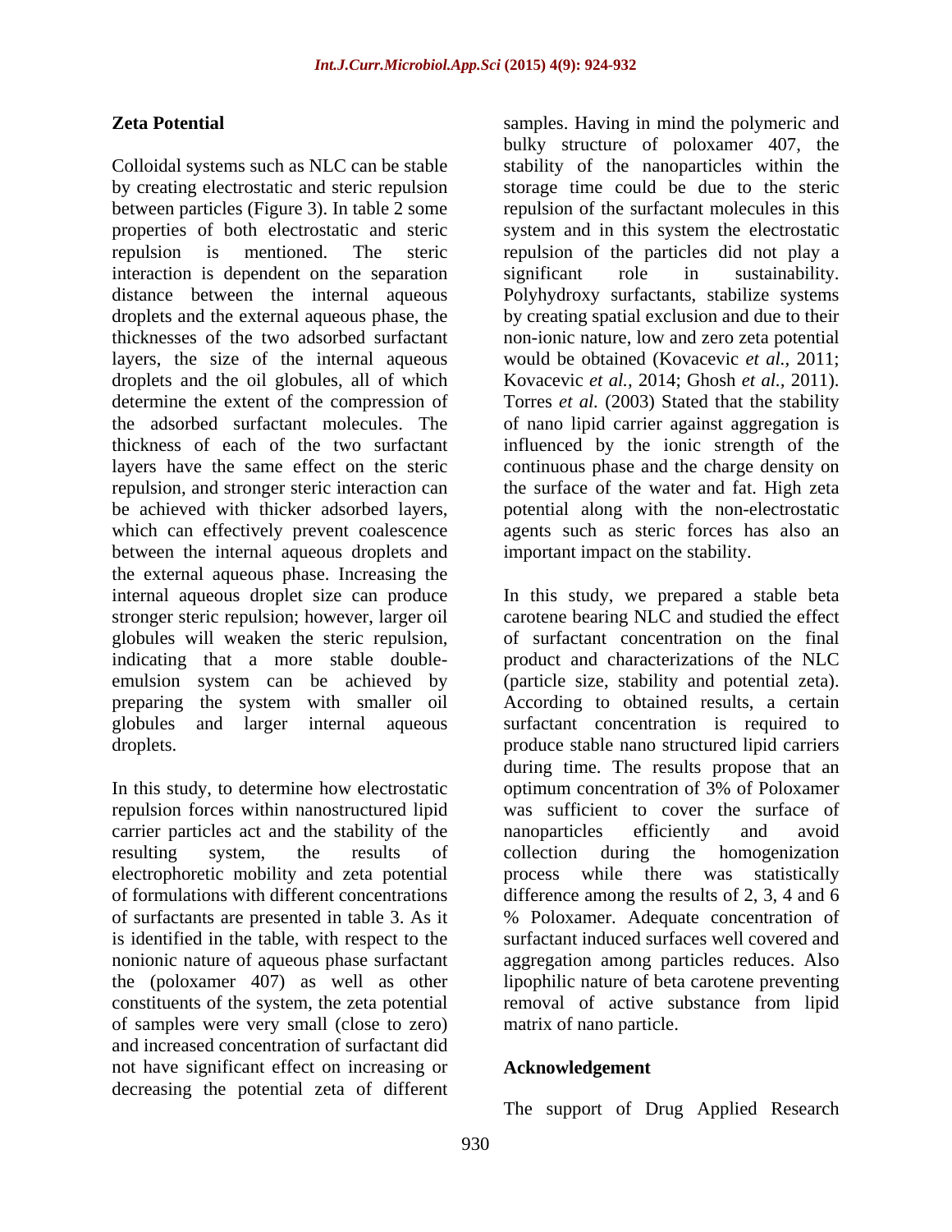## Zeta Potential

Colloidal systems such as NLC can be stable by creating electrostatic and steric repulsion between particles (Figure 3). In table 2 some properties of both electrostatic and steric repulsion is mentioned. The steric interaction is dependent on the separation distance between the internal aqueous droplets and the external aqueous phase, the thicknesses of the two adsorbed surfactant layers, the size of the internal aqueous droplets and the oil globules, all of which determine the extent of the compression of the adsorbed surfactant molecules. The thickness of each of the two surfactant layers have the same effect on the steric repulsion, and stronger steric interaction can be achieved with thicker adsorbed layers, which can effectively prevent coalescence between the internal aqueous droplets and the external aqueous phase. Increasing the internal aqueous droplet size can produce stronger steric repulsion; however, larger oil globules will weaken the steric repulsion, indicating that a more stable double-emulsion system can be achieved by preparing the system with smaller oil globules and larger internal aqueous droplets.

In this study, to determine how electrostatic repulsion forces within nanostructured lipid carrier particles act and the stability of the resulting system, the results of electrophoretic mobility and zeta potential of formulations with different concentrations of surfactants are presented in table 3. As it is identified in the table, with respect to the nonionic nature of aqueous phase surfactant the (poloxamer 407) as well as other constituents of the system, the zeta potential of samples were very small (close to zero) and increased concentration of surfactant did not have significant effect on increasing or decreasing the potential zeta of different samples. Having in mind the polymeric and bulky structure of poloxamer 407, the stability of the nanoparticles within the storage time could be due to the steric repulsion of the surfactant molecules in this system and in this system the electrostatic repulsion of the particles did not play a significant role in sustainability. Polyhydroxy surfactants, stabilize systems by creating spatial exclusion and due to their non-ionic nature, low and zero zeta potential would be obtained (Kovacevic *et al.,* 2011; Kovacevic *et al.,* 2014; Ghosh *et al.,* 2011). Torres *et al.* (2003) Stated that the stability of nano lipid carrier against aggregation is influenced by the ionic strength of the continuous phase and the charge density on the surface of the water and fat. High zeta potential along with the non-electrostatic agents such as steric forces has also an important impact on the stability.

In this study, we prepared a stable beta carotene bearing NLC and studied the effect of surfactant concentration on the final product and characterizations of the NLC (particle size, stability and potential zeta). According to obtained results, a certain surfactant concentration is required to produce stable nano structured lipid carriers during time. The results propose that an optimum concentration of 3% of Poloxamer was sufficient to cover the surface of nanoparticles efficiently and avoid collection during the homogenization process while there was statistically difference among the results of 2, 3, 4 and 6 % Poloxamer. Adequate concentration of surfactant induced surfaces well covered and aggregation among particles reduces. Also lipophilic nature of beta carotene preventing removal of active substance from lipid matrix of nano particle.

## Acknowledgement

The support of Drug Applied Research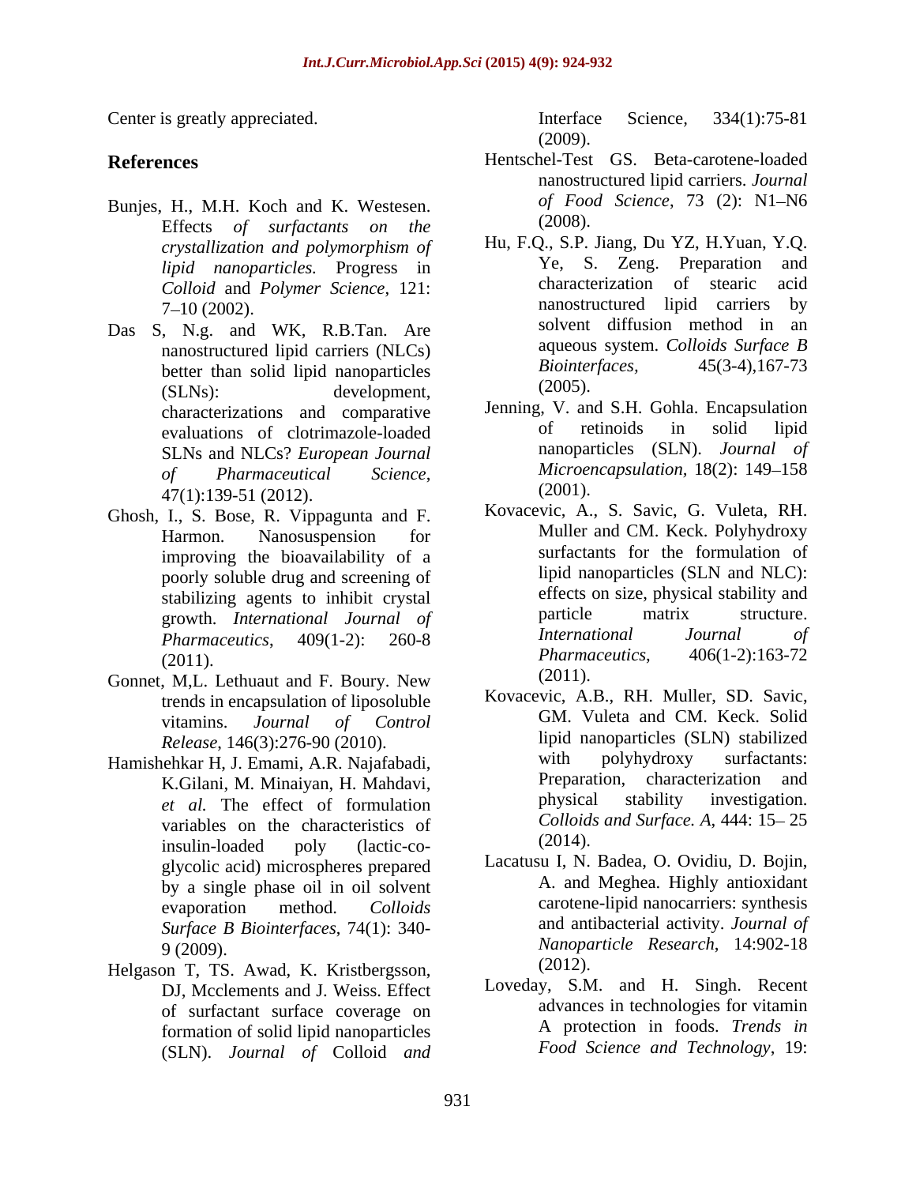Center is greatly appreciated.

## References

Bunjes, H., M.H. Koch and K. Westesen. Effects *of surfactants on the crystallization and polymorphism of lipid nanoparticles.* Progress in *Colloid* and *Polymer Science*, 121: 7–10 (2002).

Das S, N.g. and WK, R.B.Tan. Are nanostructured lipid carriers (NLCs) better than solid lipid nanoparticles (SLNs): development, characterizations and comparative evaluations of clotrimazole-loaded SLNs and NLCs? *European Journal of Pharmaceutical Science*, 47(1):139-51 (2012).

Ghosh, I., S. Bose, R. Vippagunta and F. Harmon. Nanosuspension for improving the bioavailability of a poorly soluble drug and screening of stabilizing agents to inhibit crystal growth. *International Journal of Pharmaceutics*, 409(1-2): 260-8 (2011).

Gonnet, M,L. Lethuaut and F. Boury. New trends in encapsulation of liposoluble vitamins. *Journal of Control Release*, 146(3):276-90 (2010).

Hamishehkar H, J. Emami, A.R. Najafabadi, K.Gilani, M. Minaiyan, H. Mahdavi, *et al.* The effect of formulation variables on the characteristics of insulin-loaded poly (lactic-co-glycolic acid) microspheres prepared by a single phase oil in oil solvent evaporation method. *Colloids Surface B Biointerfaces*, 74(1): 340-9 (2009).

Helgason T, TS. Awad, K. Kristbergsson, DJ, Mcclements and J. Weiss. Effect of surfactant surface coverage on formation of solid lipid nanoparticles (SLN). *Journal of* Colloid *and* Interface Science, 334(1):75-81 (2009).

Hentschel-Test GS. Beta-carotene-loaded nanostructured lipid carriers. *Journal of Food Science*, 73 (2): N1–N6 (2008).

Hu, F.Q., S.P. Jiang, Du YZ, H.Yuan, Y.Q. Ye, S. Zeng. Preparation and characterization of stearic acid nanostructured lipid carriers by solvent diffusion method in an aqueous system. *Colloids Surface B Biointerfaces*, 45(3-4),167-73 (2005).

Jenning, V. and S.H. Gohla. Encapsulation of retinoids in solid lipid nanoparticles (SLN). *Journal of Microencapsulation*, 18(2): 149–158 (2001).

Kovacevic, A., S. Savic, G. Vuleta, RH. Muller and CM. Keck. Polyhydroxy surfactants for the formulation of lipid nanoparticles (SLN and NLC): effects on size, physical stability and particle matrix structure. *International Journal of Pharmaceutics*, 406(1-2):163-72 (2011).

Kovacevic, A.B., RH. Muller, SD. Savic, GM. Vuleta and CM. Keck. Solid lipid nanoparticles (SLN) stabilized with polyhydroxy surfactants: Preparation, characterization and physical stability investigation. *Colloids and Surface. A*, 444: 15– 25 (2014).

Lacatusu I, N. Badea, O. Ovidiu, D. Bojin, A. and Meghea. Highly antioxidant carotene-lipid nanocarriers: synthesis and antibacterial activity. *Journal of Nanoparticle Research*, 14:902-18 (2012).

Loveday, S.M. and H. Singh. Recent advances in technologies for vitamin A protection in foods. *Trends in Food Science and Technology*, 19: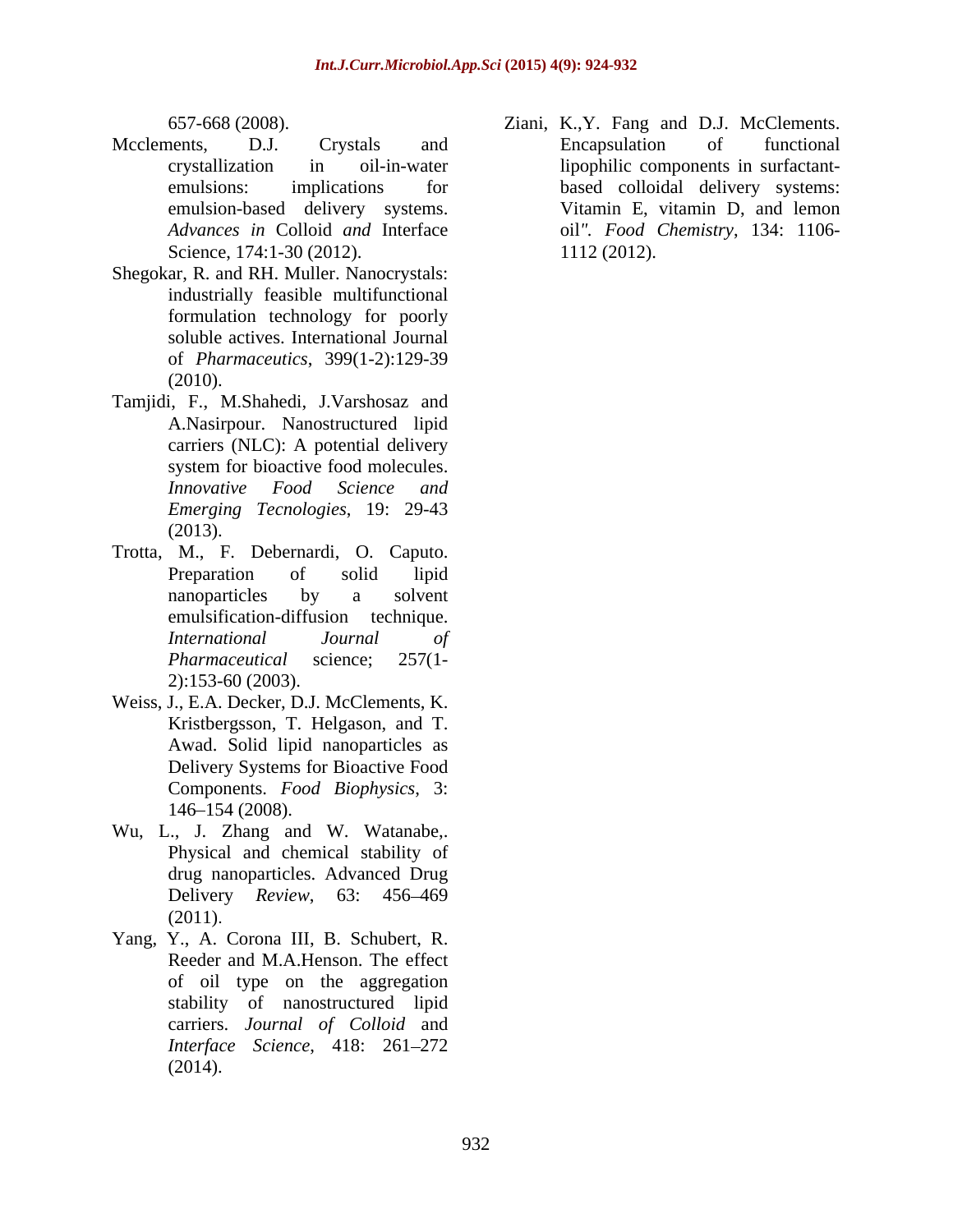657-668 (2008).

Mcclements, D.J. Crystals and crystallization in oil-in-water emulsions: implications for emulsion-based delivery systems. *Advances in* Colloid *and* Interface Science, 174:1-30 (2012).

Shegokar, R. and RH. Muller. Nanocrystals: industrially feasible multifunctional formulation technology for poorly soluble actives. International Journal of *Pharmaceutics*, 399(1-2):129-39 (2010).

Tamjidi, F., M.Shahedi, J.Varshosaz and A.Nasirpour. Nanostructured lipid carriers (NLC): A potential delivery system for bioactive food molecules. *Innovative Food Science and Emerging Tecnologies*, 19: 29-43 (2013).

Trotta, M., F. Debernardi, O. Caputo. Preparation of solid lipid nanoparticles by a solvent emulsification-diffusion technique. *International Journal of Pharmaceutical* science; 257(1-2):153-60 (2003).

Weiss, J., E.A. Decker, D.J. McClements, K. Kristbergsson, T. Helgason, and T. Awad. Solid lipid nanoparticles as Delivery Systems for Bioactive Food Components. *Food Biophysics*, 3: 146–154 (2008).

Wu, L., J. Zhang and W. Watanabe,. Physical and chemical stability of drug nanoparticles. Advanced Drug Delivery *Review*, 63: 456–469 (2011).

Yang, Y., A. Corona III, B. Schubert, R. Reeder and M.A.Henson. The effect of oil type on the aggregation stability of nanostructured lipid carriers. *Journal of Colloid* and *Interface Science*, 418: 261–272 (2014).

Ziani, K.,Y. Fang and D.J. McClements. Encapsulation of functional lipophilic components in surfactant-based colloidal delivery systems: Vitamin E, vitamin D, and lemon oil". *Food Chemistry*, 134: 1106-1112 (2012).